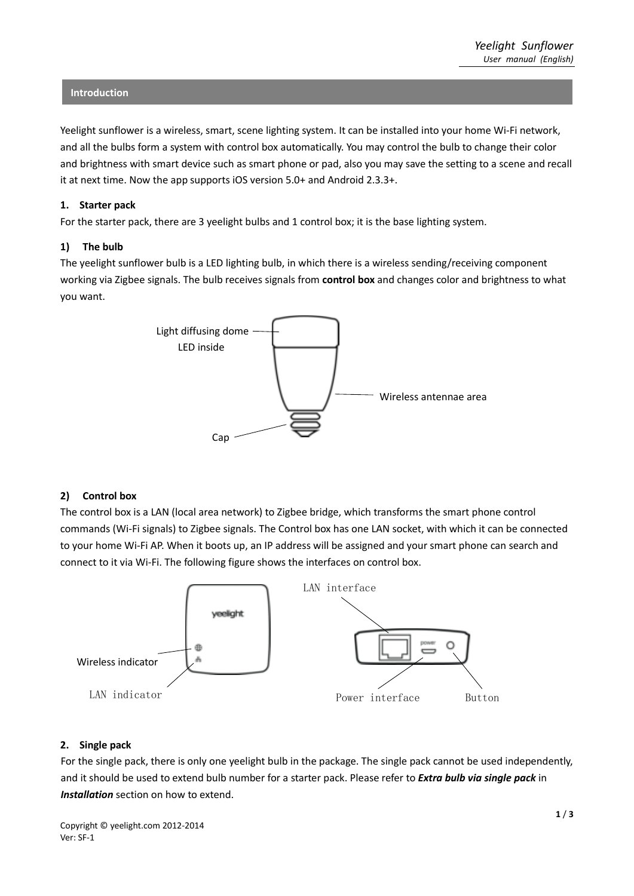## Introduction

Yeelight sunflower is a wireless, smart, scene lighting system. It can be installed into your home Wi-Fi network, and all the bulbs form a system with control box automatically. You may control the bulb to change their color and brightness with smart device such as smart phone or pad, also you may save the setting to a scene and recall it at next time. Now the app supports iOS version 5.0+ and Android 2.3.3+.

### 1. Starter pack

For the starter pack, there are 3 yeelight bulbs and 1 control box; it is the base lighting system.

#### 1) The bulb

The yeelight sunflower bulb is a LED lighting bulb, in which there is a wireless sending/receiving component working via Zigbee signals. The bulb receives signals from **control box** and changes color and brightness to what you want.

Light diffusing dome
LED inside

Wireless antennae area

Cap

#### 2) Control box

The control box is a LAN (local area network) to Zigbee bridge, which transforms the smart phone control commands (Wi-Fi signals) to Zigbee signals. The Control box has one LAN socket, with which it can be connected to your home Wi-Fi AP. When it boots up, an IP address will be assigned and your smart phone can search and connect to it via Wi-Fi. The following figure shows the interfaces on control box.

LAN interface

Wireless indicator

LAN indicator

Power interface

Button

### 2. Single pack

For the single pack, there is only one yeelight bulb in the package. The single pack cannot be used independently, and it should be used to extend bulb number for a starter pack. Please refer to ***Extra bulb via single pack*** in ***Installation*** section on how to extend.

Copyright © yeelight.com 2012-2014
Ver: SF-1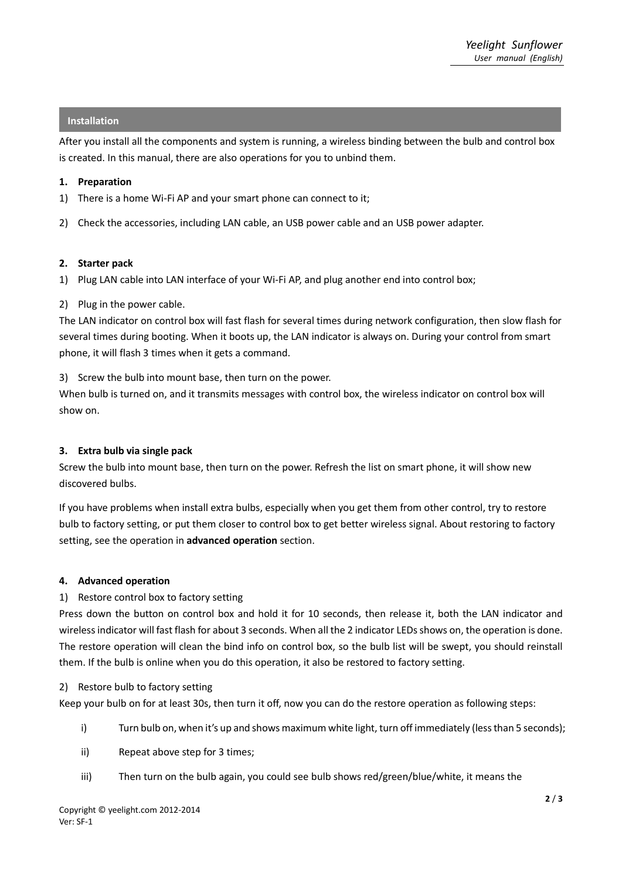## Installation

After you install all the components and system is running, a wireless binding between the bulb and control box is created. In this manual, there are also operations for you to unbind them.

### 1. Preparation

1) There is a home Wi-Fi AP and your smart phone can connect to it;

2) Check the accessories, including LAN cable, an USB power cable and an USB power adapter.

### 2. Starter pack

1) Plug LAN cable into LAN interface of your Wi-Fi AP, and plug another end into control box;

2) Plug in the power cable.

The LAN indicator on control box will fast flash for several times during network configuration, then slow flash for several times during booting. When it boots up, the LAN indicator is always on. During your control from smart phone, it will flash 3 times when it gets a command.

3) Screw the bulb into mount base, then turn on the power.

When bulb is turned on, and it transmits messages with control box, the wireless indicator on control box will show on.

### 3. Extra bulb via single pack

Screw the bulb into mount base, then turn on the power. Refresh the list on smart phone, it will show new discovered bulbs.

If you have problems when install extra bulbs, especially when you get them from other control, try to restore bulb to factory setting, or put them closer to control box to get better wireless signal. About restoring to factory setting, see the operation in **advanced operation** section.

### 4. Advanced operation

1) Restore control box to factory setting

Press down the button on control box and hold it for 10 seconds, then release it, both the LAN indicator and wireless indicator will fast flash for about 3 seconds. When all the 2 indicator LEDs shows on, the operation is done. The restore operation will clean the bind info on control box, so the bulb list will be swept, you should reinstall them. If the bulb is online when you do this operation, it also be restored to factory setting.

2) Restore bulb to factory setting

Keep your bulb on for at least 30s, then turn it off, now you can do the restore operation as following steps:

i) Turn bulb on, when it's up and shows maximum white light, turn off immediately (less than 5 seconds);

ii) Repeat above step for 3 times;

iii) Then turn on the bulb again, you could see bulb shows red/green/blue/white, it means the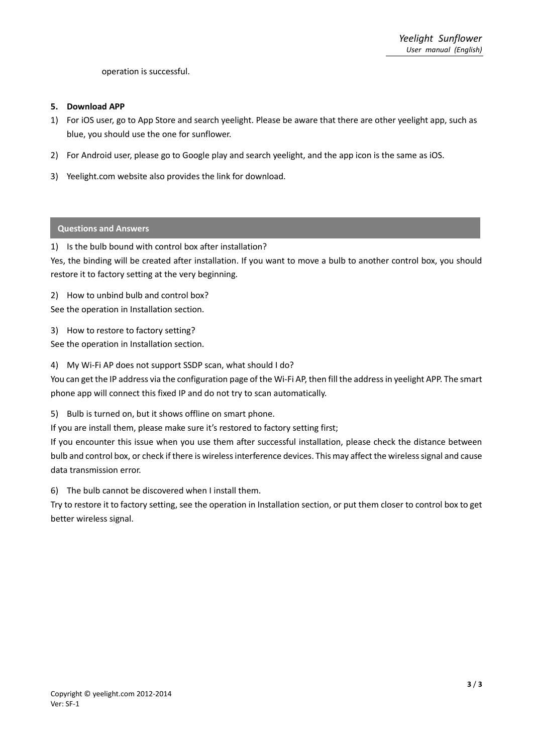operation is successful.

**5. Download APP**

1) For iOS user, go to App Store and search yeelight. Please be aware that there are other yeelight app, such as blue, you should use the one for sunflower.
2) For Android user, please go to Google play and search yeelight, and the app icon is the same as iOS.
3) Yeelight.com website also provides the link for download.

## Questions and Answers

1) Is the bulb bound with control box after installation?

Yes, the binding will be created after installation. If you want to move a bulb to another control box, you should restore it to factory setting at the very beginning.

2) How to unbind bulb and control box?

See the operation in Installation section.

3) How to restore to factory setting?

See the operation in Installation section.

4) My Wi-Fi AP does not support SSDP scan, what should I do?

You can get the IP address via the configuration page of the Wi-Fi AP, then fill the address in yeelight APP. The smart phone app will connect this fixed IP and do not try to scan automatically.

5) Bulb is turned on, but it shows offline on smart phone.

If you are install them, please make sure it's restored to factory setting first;

If you encounter this issue when you use them after successful installation, please check the distance between bulb and control box, or check if there is wireless interference devices. This may affect the wireless signal and cause data transmission error.

6) The bulb cannot be discovered when I install them.

Try to restore it to factory setting, see the operation in Installation section, or put them closer to control box to get better wireless signal.

Copyright © yeelight.com 2012-2014
Ver: SF-1